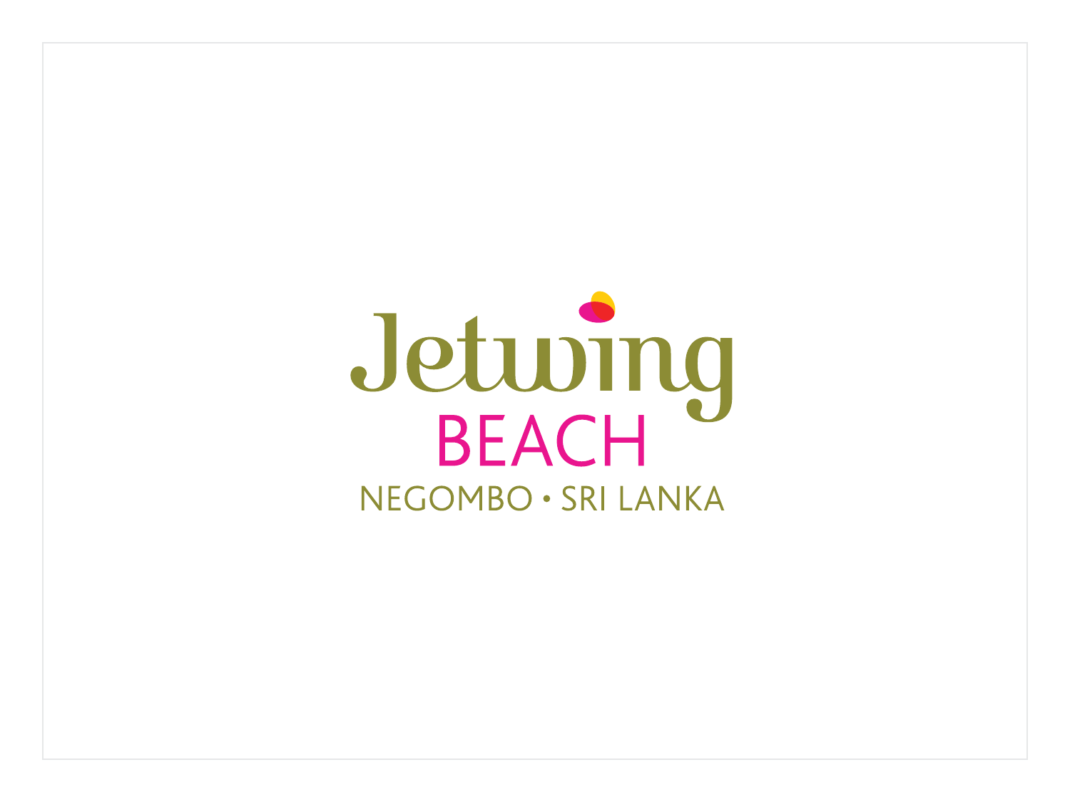# Jetwing

## BEACH

NEGOMBO • SRI LANKA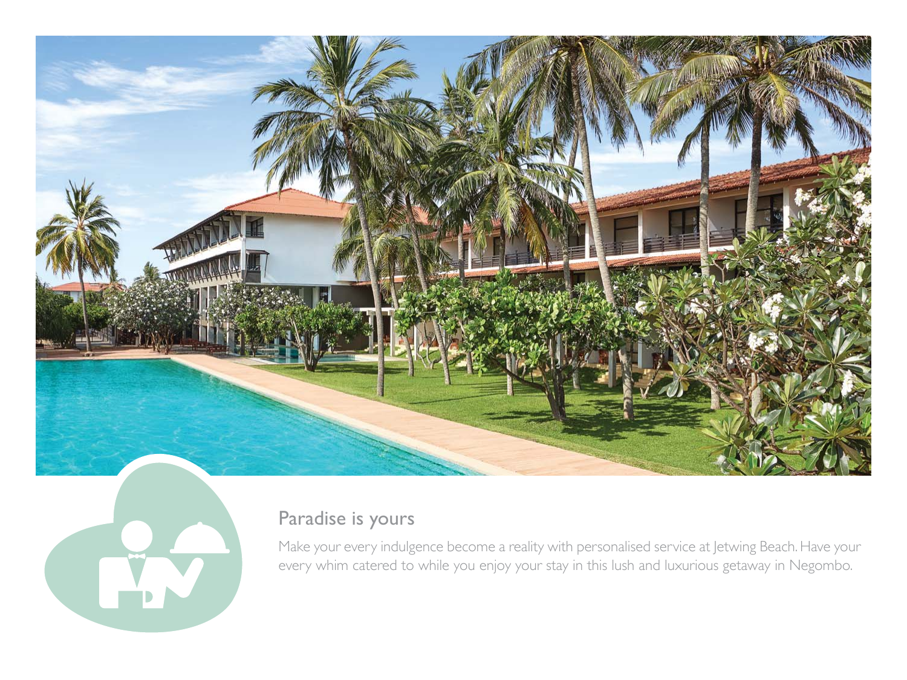## Paradise is yours

Make your every indulgence become a reality with personalised service at Jetwing Beach. Have your every whim catered to while you enjoy your stay in this lush and luxurious getaway in Negombo.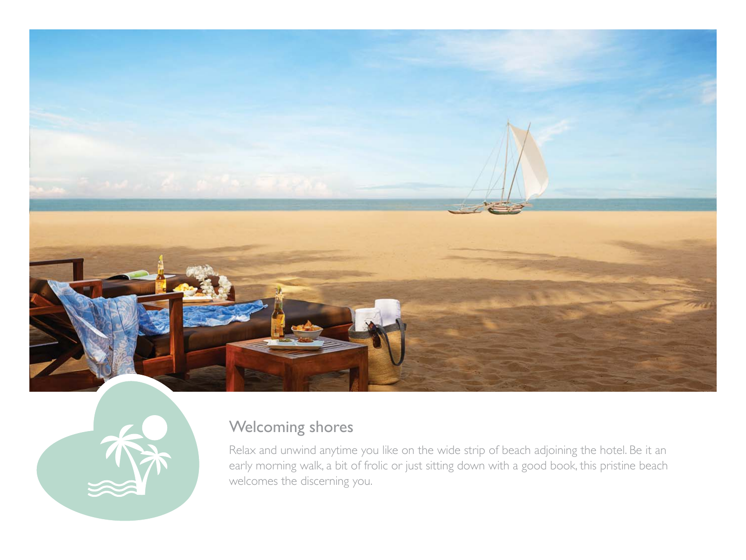## Welcoming shores

Relax and unwind anytime you like on the wide strip of beach adjoining the hotel. Be it an early morning walk, a bit of frolic or just sitting down with a good book, this pristine beach welcomes the discerning you.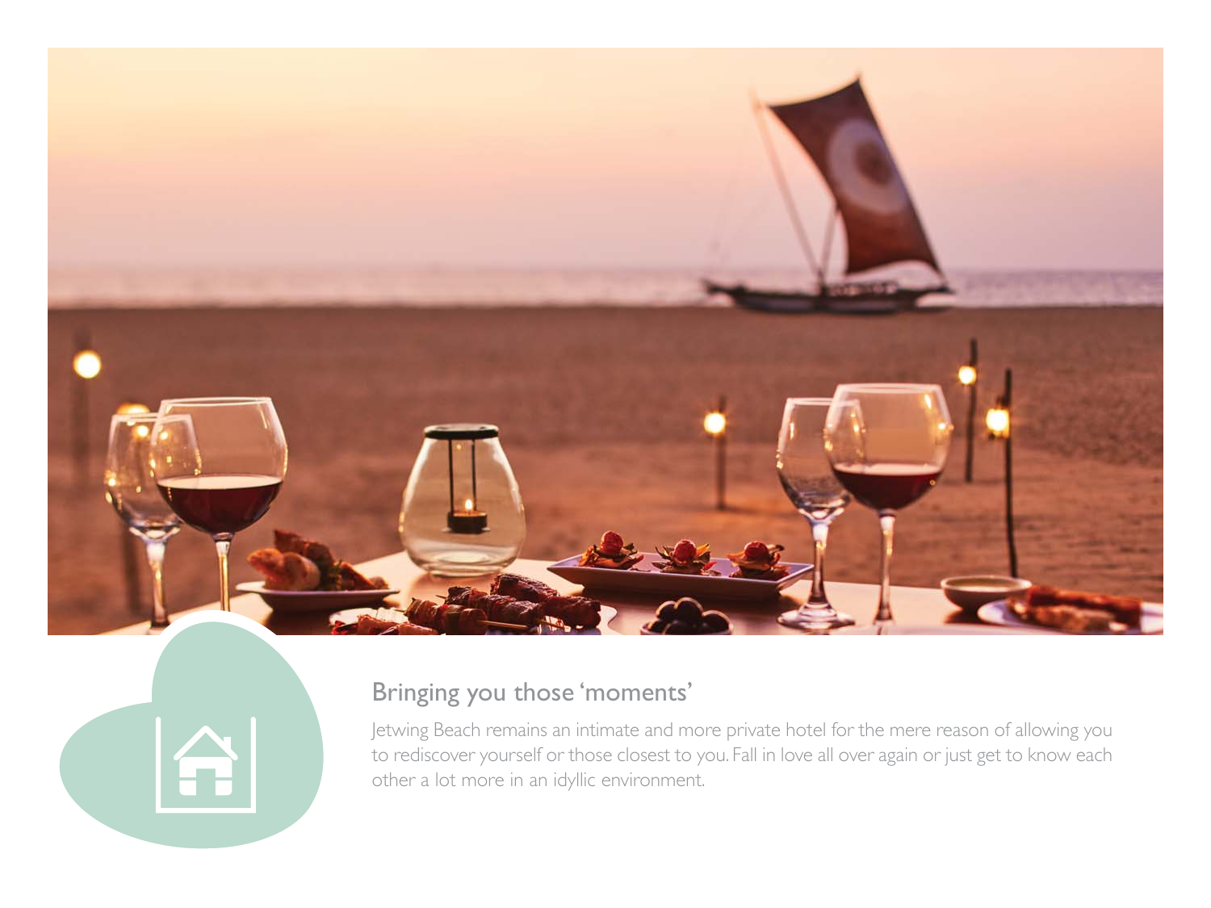## Bringing you those 'moments'

Jetwing Beach remains an intimate and more private hotel for the mere reason of allowing you to rediscover yourself or those closest to you. Fall in love all over again or just get to know each other a lot more in an idyllic environment.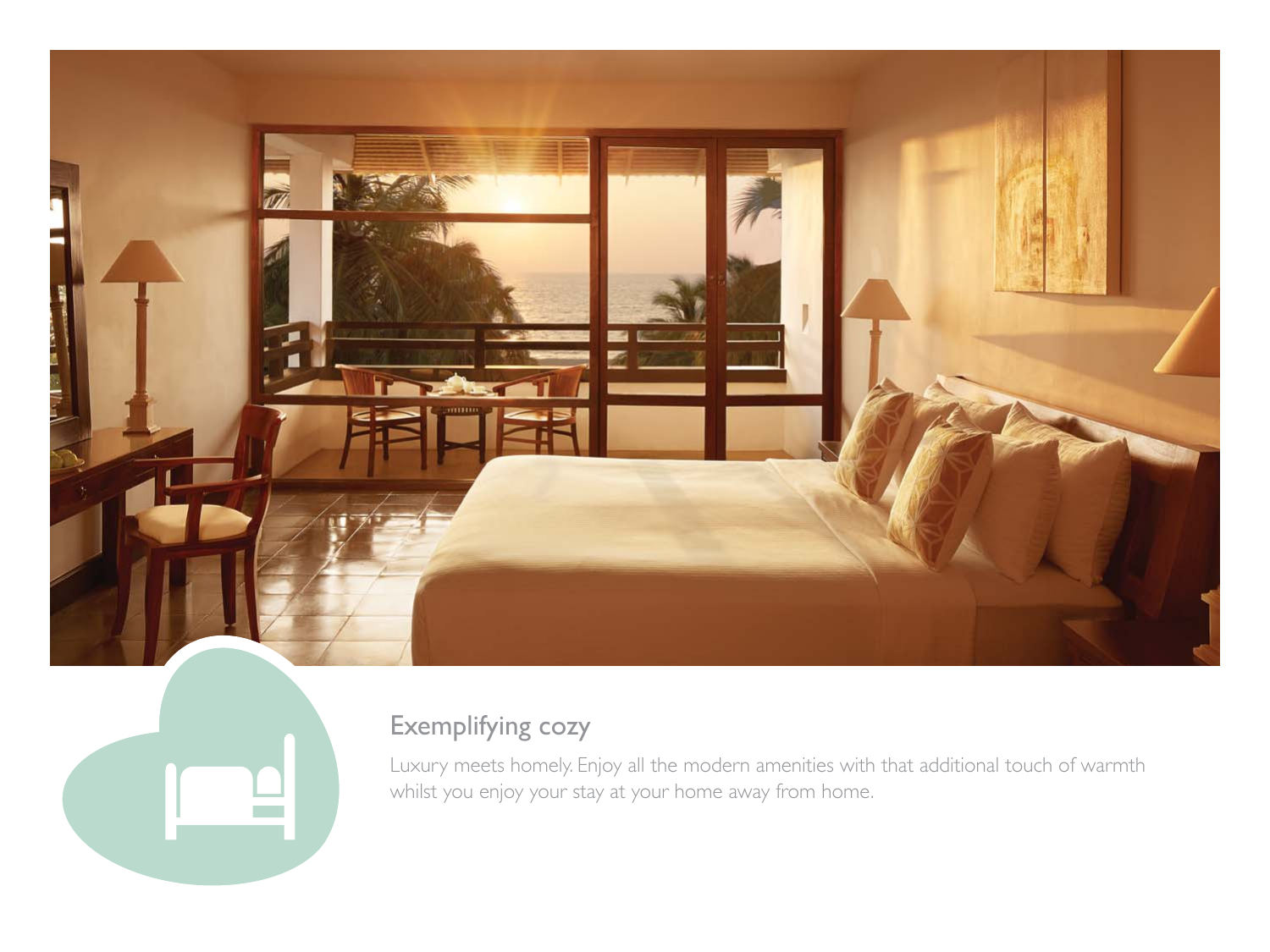## Exemplifying cozy

Luxury meets homely. Enjoy all the modern amenities with that additional touch of warmth whilst you enjoy your stay at your home away from home.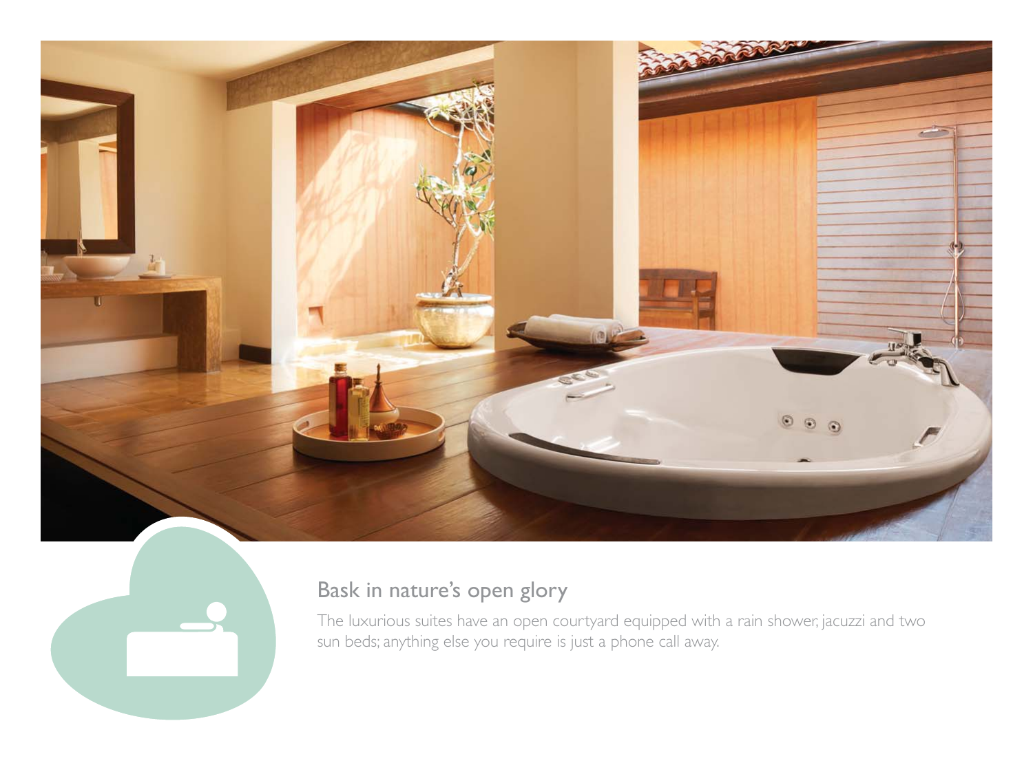## Bask in nature's open glory

The luxurious suites have an open courtyard equipped with a rain shower, jacuzzi and two sun beds; anything else you require is just a phone call away.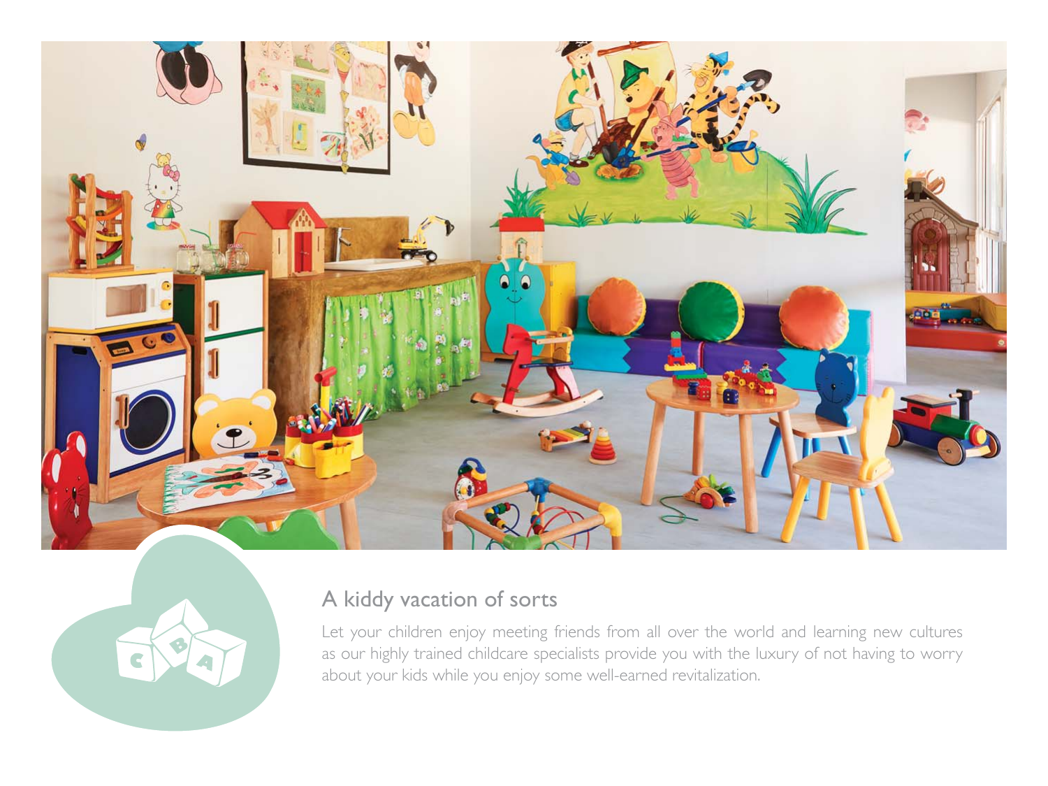## A kiddy vacation of sorts

Let your children enjoy meeting friends from all over the world and learning new cultures as our highly trained childcare specialists provide you with the luxury of not having to worry about your kids while you enjoy some well-earned revitalization.